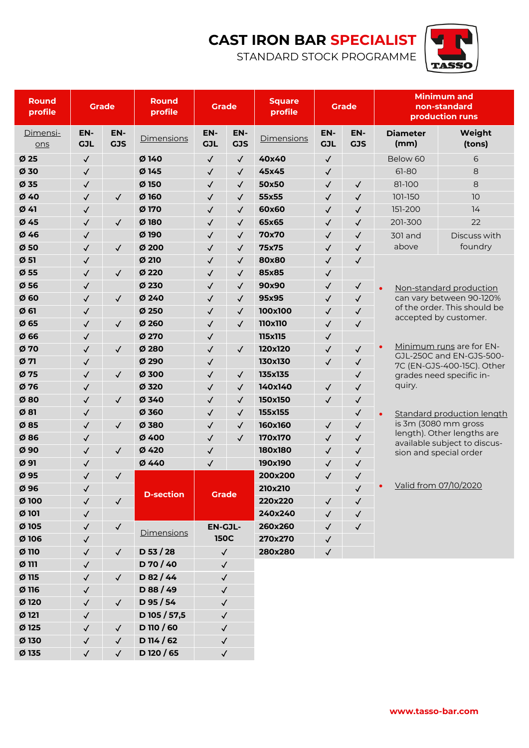# CAST IRON BAR SPECIALIST

STANDARD STOCK PROGRAMME

TASSO

| Round profile | Grade | |
|---|---|---|
| Dimensions | EN-GJL | EN-GJS |
| Ø 25 | ✓ | |
| Ø 30 | ✓ | |
| Ø 35 | ✓ | |
| Ø 40 | ✓ | ✓ |
| Ø 41 | ✓ | |
| Ø 45 | ✓ | ✓ |
| Ø 46 | ✓ | |
| Ø 50 | ✓ | ✓ |
| Ø 51 | ✓ | |
| Ø 55 | ✓ | ✓ |
| Ø 56 | ✓ | |
| Ø 60 | ✓ | ✓ |
| Ø 61 | ✓ | |
| Ø 65 | ✓ | ✓ |
| Ø 66 | ✓ | |
| Ø 70 | ✓ | ✓ |
| Ø 71 | ✓ | |
| Ø 75 | ✓ | ✓ |
| Ø 76 | ✓ | |
| Ø 80 | ✓ | ✓ |
| Ø 81 | ✓ | |
| Ø 85 | ✓ | ✓ |
| Ø 86 | ✓ | |
| Ø 90 | ✓ | ✓ |
| Ø 91 | ✓ | |
| Ø 95 | ✓ | ✓ |
| Ø 96 | ✓ | |
| Ø 100 | ✓ | ✓ |
| Ø 101 | ✓ | |
| Ø 105 | ✓ | ✓ |
| Ø 106 | ✓ | |
| Ø 110 | ✓ | ✓ |
| Ø 111 | ✓ | |
| Ø 115 | ✓ | ✓ |
| Ø 116 | ✓ | |
| Ø 120 | ✓ | ✓ |
| Ø 121 | ✓ | |
| Ø 125 | ✓ | ✓ |
| Ø 130 | ✓ | ✓ |
| Ø 135 | ✓ | ✓ |

| Round profile | Grade | |
|---|---|---|
| Dimensions | EN-GJL | EN-GJS |
| Ø 140 | ✓ | ✓ |
| Ø 145 | ✓ | ✓ |
| Ø 150 | ✓ | ✓ |
| Ø 160 | ✓ | ✓ |
| Ø 170 | ✓ | ✓ |
| Ø 180 | ✓ | ✓ |
| Ø 190 | ✓ | ✓ |
| Ø 200 | ✓ | ✓ |
| Ø 210 | ✓ | ✓ |
| Ø 220 | ✓ | ✓ |
| Ø 230 | ✓ | ✓ |
| Ø 240 | ✓ | ✓ |
| Ø 250 | ✓ | ✓ |
| Ø 260 | ✓ | ✓ |
| Ø 270 | ✓ | |
| Ø 280 | ✓ | ✓ |
| Ø 290 | ✓ | |
| Ø 300 | ✓ | ✓ |
| Ø 320 | ✓ | ✓ |
| Ø 340 | ✓ | ✓ |
| Ø 360 | ✓ | ✓ |
| Ø 380 | ✓ | ✓ |
| Ø 400 | ✓ | ✓ |
| Ø 420 | ✓ | |
| Ø 440 | ✓ | |

| D-section | Grade |
|---|---|
| Dimensions | EN-GJL-150C |
| D 53 / 28 | ✓ |
| D 70 / 40 | ✓ |
| D 82 / 44 | ✓ |
| D 88 / 49 | ✓ |
| D 95 / 54 | ✓ |
| D 105 / 57,5 | ✓ |
| D 110 / 60 | ✓ |
| D 114 / 62 | ✓ |
| D 120 / 65 | ✓ |

| Square profile | Grade | |
|---|---|---|
| Dimensions | EN-GJL | EN-GJS |
| 40x40 | ✓ | |
| 45x45 | ✓ | |
| 50x50 | ✓ | ✓ |
| 55x55 | ✓ | ✓ |
| 60x60 | ✓ | ✓ |
| 65x65 | ✓ | ✓ |
| 70x70 | ✓ | ✓ |
| 75x75 | ✓ | ✓ |
| 80x80 | ✓ | ✓ |
| 85x85 | ✓ | |
| 90x90 | ✓ | ✓ |
| 95x95 | ✓ | ✓ |
| 100x100 | ✓ | ✓ |
| 110x110 | ✓ | ✓ |
| 115x115 | ✓ | |
| 120x120 | ✓ | ✓ |
| 130x130 | ✓ | ✓ |
| 135x135 | | ✓ |
| 140x140 | ✓ | ✓ |
| 150x150 | ✓ | ✓ |
| 155x155 | | ✓ |
| 160x160 | ✓ | ✓ |
| 170x170 | ✓ | ✓ |
| 180x180 | ✓ | ✓ |
| 190x190 | ✓ | ✓ |
| 200x200 | ✓ | ✓ |
| 210x210 | | ✓ |
| 220x220 | ✓ | ✓ |
| 240x240 | ✓ | ✓ |
| 260x260 | ✓ | ✓ |
| 270x270 | ✓ | |
| 280x280 | ✓ | |

| Minimum and non-standard production runs | |
|---|---|
| Diameter (mm) | Weight (tons) |
| Below 60 | 6 |
| 61-80 | 8 |
| 81-100 | 8 |
| 101-150 | 10 |
| 151-200 | 14 |
| 201-300 | 22 |
| 301 and above | Discuss with foundry |

- Non-standard production can vary between 90-120% of the order. This should be accepted by customer.
- Minimum runs are for EN-GJL-250C and EN-GJS-500-7C (EN-GJS-400-15C). Other grades need specific inquiry.
- Standard production length is 3m (3080 mm gross length). Other lengths are available subject to discussion and special order
- Valid from 07/10/2020

www.tasso-bar.com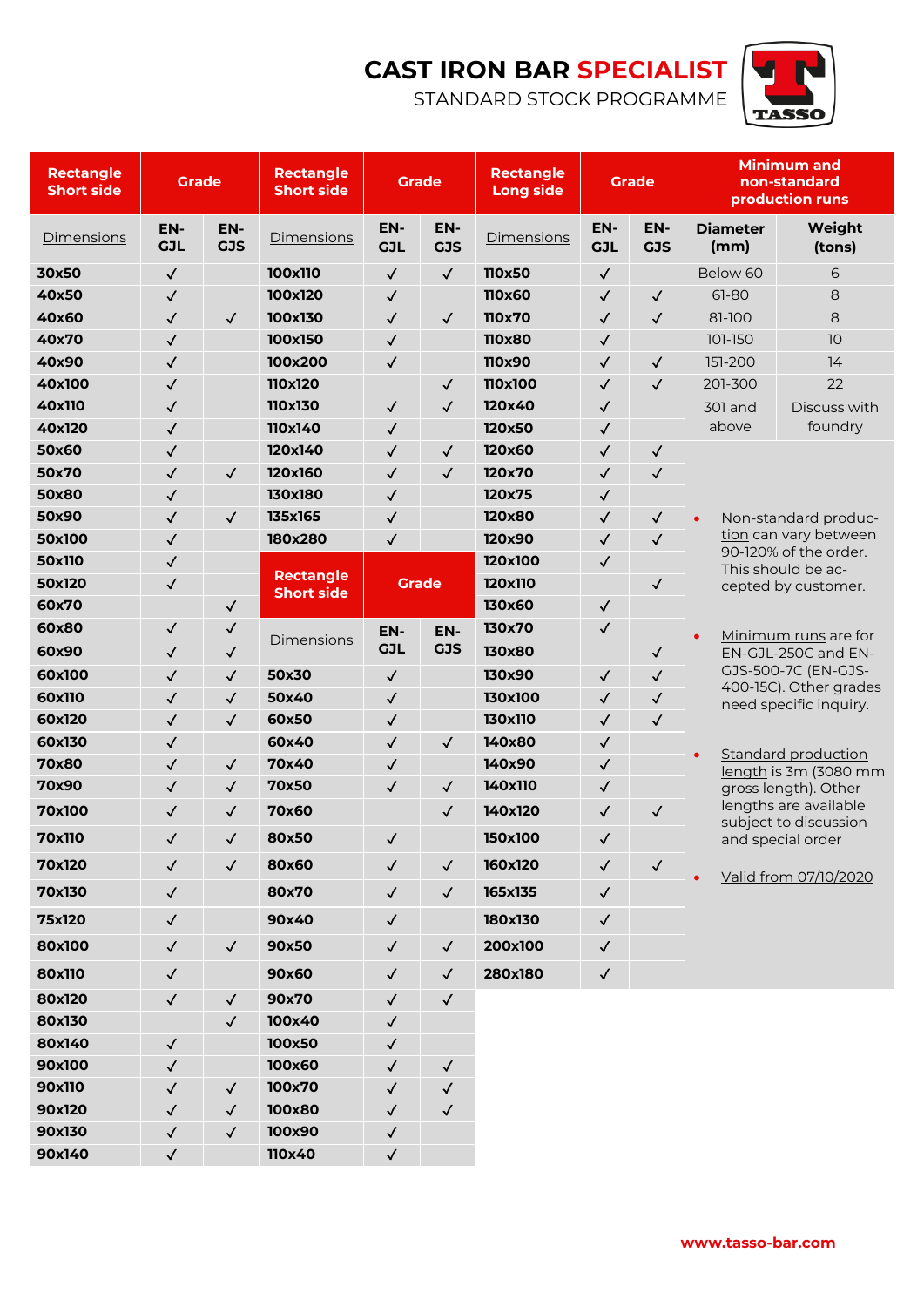# CAST IRON BAR SPECIALIST

STANDARD STOCK PROGRAMME

TASSO

| Rectangle Short side | Grade | |
|---|---|---|
| Dimensions | EN-GJL | EN-GJS |
| 30x50 | ✓ | |
| 40x50 | ✓ | |
| 40x60 | ✓ | ✓ |
| 40x70 | ✓ | |
| 40x90 | ✓ | |
| 40x100 | ✓ | |
| 40x110 | ✓ | |
| 40x120 | ✓ | |
| 50x60 | ✓ | |
| 50x70 | ✓ | ✓ |
| 50x80 | ✓ | |
| 50x90 | ✓ | ✓ |
| 50x100 | ✓ | |
| 50x110 | ✓ | |
| 50x120 | ✓ | |
| 60x70 | | ✓ |
| 60x80 | ✓ | ✓ |
| 60x90 | ✓ | ✓ |
| 60x100 | ✓ | ✓ |
| 60x110 | ✓ | ✓ |
| 60x120 | ✓ | ✓ |
| 60x130 | ✓ | |
| 70x80 | ✓ | ✓ |
| 70x90 | ✓ | ✓ |
| 70x100 | ✓ | ✓ |
| 70x110 | ✓ | ✓ |
| 70x120 | ✓ | ✓ |
| 70x130 | ✓ | |
| 75x120 | ✓ | |
| 80x100 | ✓ | ✓ |
| 80x110 | ✓ | |
| 80x120 | ✓ | ✓ |
| 80x130 | | ✓ |
| 80x140 | ✓ | |
| 90x100 | ✓ | |
| 90x110 | ✓ | ✓ |
| 90x120 | ✓ | ✓ |
| 90x130 | ✓ | ✓ |
| 90x140 | ✓ | |

| Rectangle Short side | Grade | |
|---|---|---|
| Dimensions | EN-GJL | EN-GJS |
| 100x110 | ✓ | ✓ |
| 100x120 | ✓ | |
| 100x130 | ✓ | ✓ |
| 100x150 | ✓ | |
| 100x200 | ✓ | |
| 110x120 | | ✓ |
| 110x130 | ✓ | ✓ |
| 110x140 | ✓ | |
| 120x140 | ✓ | ✓ |
| 120x160 | ✓ | ✓ |
| 130x180 | ✓ | |
| 135x165 | ✓ | |
| 180x280 | ✓ | |

| Rectangle Short side | Grade | |
|---|---|---|
| Dimensions | EN-GJL | EN-GJS |
| 50x30 | ✓ | |
| 50x40 | ✓ | |
| 60x50 | ✓ | |
| 60x40 | ✓ | ✓ |
| 70x40 | ✓ | |
| 70x50 | ✓ | ✓ |
| 70x60 | | ✓ |
| 80x50 | ✓ | |
| 80x60 | ✓ | ✓ |
| 80x70 | ✓ | ✓ |
| 90x40 | ✓ | |
| 90x50 | ✓ | ✓ |
| 90x60 | ✓ | ✓ |
| 90x70 | ✓ | ✓ |
| 100x40 | ✓ | |
| 100x50 | ✓ | |
| 100x60 | ✓ | ✓ |
| 100x70 | ✓ | ✓ |
| 100x80 | ✓ | ✓ |
| 100x90 | ✓ | |
| 110x40 | ✓ | |

| Rectangle Long side | Grade | |
|---|---|---|
| Dimensions | EN-GJL | EN-GJS |
| 110x50 | ✓ | |
| 110x60 | ✓ | ✓ |
| 110x70 | ✓ | ✓ |
| 110x80 | ✓ | |
| 110x90 | ✓ | ✓ |
| 110x100 | ✓ | ✓ |
| 120x40 | ✓ | |
| 120x50 | ✓ | |
| 120x60 | ✓ | ✓ |
| 120x70 | ✓ | ✓ |
| 120x75 | ✓ | |
| 120x80 | ✓ | ✓ |
| 120x90 | ✓ | ✓ |
| 120x100 | ✓ | |
| 120x110 | | ✓ |
| 130x60 | ✓ | |
| 130x70 | ✓ | |
| 130x80 | | ✓ |
| 130x90 | ✓ | ✓ |
| 130x100 | ✓ | ✓ |
| 130x110 | ✓ | ✓ |
| 140x80 | ✓ | |
| 140x90 | ✓ | |
| 140x110 | ✓ | |
| 140x120 | ✓ | ✓ |
| 150x100 | ✓ | |
| 160x120 | ✓ | ✓ |
| 165x135 | ✓ | |
| 180x130 | ✓ | |
| 200x100 | ✓ | |
| 280x180 | ✓ | |

| Minimum and non-standard production runs | |
|---|---|
| Diameter (mm) | Weight (tons) |
| Below 60 | 6 |
| 61-80 | 8 |
| 81-100 | 8 |
| 101-150 | 10 |
| 151-200 | 14 |
| 201-300 | 22 |
| 301 and above | Discuss with foundry |

- Non-standard production can vary between 90-120% of the order. This should be accepted by customer.
- Minimum runs are for EN-GJL-250C and EN-GJS-500-7C (EN-GJS-400-15C). Other grades need specific inquiry.
- Standard production length is 3m (3080 mm gross length). Other lengths are available subject to discussion and special order
- Valid from 07/10/2020

www.tasso-bar.com